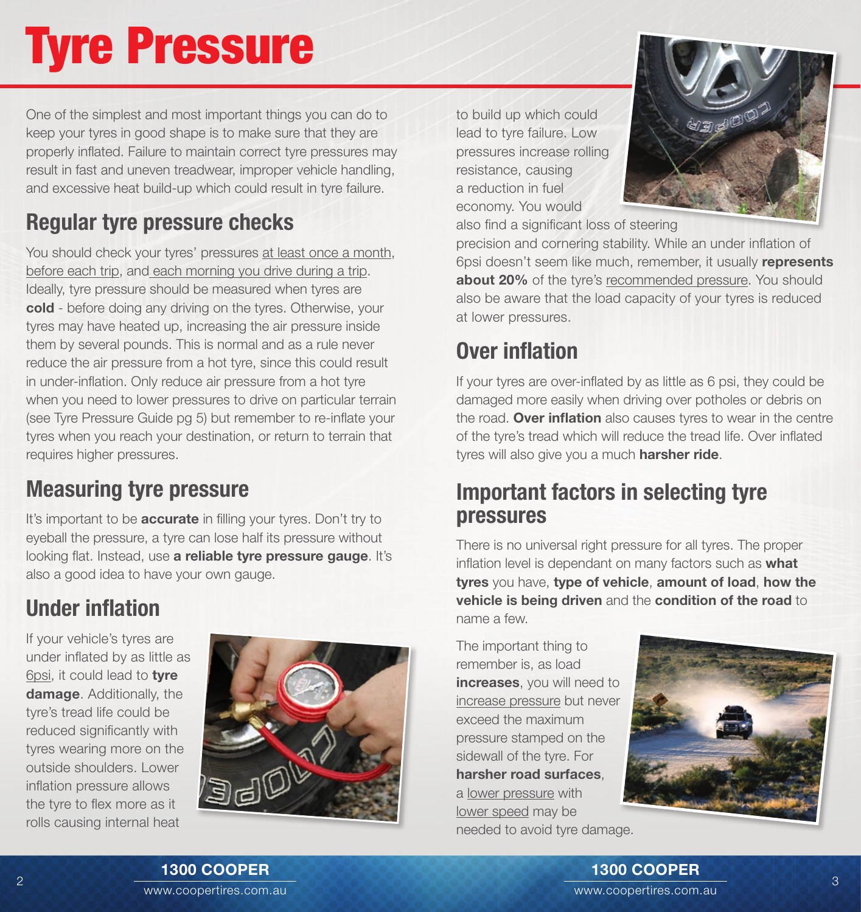# Tyre Pressure

One of the simplest and most important things you can do to keep your tyres in good shape is to make sure that they are properly inflated. Failure to maintain correct tyre pressures may result in fast and uneven treadwear, improper vehicle handling, and excessive heat build-up which could result in tyre failure.

## Regular tyre pressure checks

You should check your tyres' pressures at least once a month, before each trip, and each morning you drive during a trip. Ideally, tyre pressure should be measured when tyres are **cold** - before doing any driving on the tyres. Otherwise, your tyres may have heated up, increasing the air pressure inside them by several pounds. This is normal and as a rule never reduce the air pressure from a hot tyre, since this could result in under-inflation. Only reduce air pressure from a hot tyre when you need to lower pressures to drive on particular terrain (see Tyre Pressure Guide pg 5) but remember to re-inflate your tyres when you reach your destination, or return to terrain that requires higher pressures.

## Measuring tyre pressure

It's important to be **accurate** in filling your tyres. Don't try to eyeball the pressure, a tyre can lose half its pressure without looking flat. Instead, use **a reliable tyre pressure gauge**. It's also a good idea to have your own gauge.

## Under inflation

If your vehicle's tyres are under inflated by as little as 6psi, it could lead to **tyre damage**. Additionally, the tyre's tread life could be reduced significantly with tyres wearing more on the outside shoulders. Lower inflation pressure allows the tyre to flex more as it rolls causing internal heat to build up which could lead to tyre failure. Low pressures increase rolling resistance, causing a reduction in fuel economy. You would also find a significant loss of steering precision and cornering stability. While an under inflation of 6psi doesn't seem like much, remember, it usually **represents about 20%** of the tyre's recommended pressure. You should also be aware that the load capacity of your tyres is reduced at lower pressures.

## Over inflation

If your tyres are over-inflated by as little as 6 psi, they could be damaged more easily when driving over potholes or debris on the road. **Over inflation** also causes tyres to wear in the centre of the tyre's tread which will reduce the tread life. Over inflated tyres will also give you a much **harsher ride**.

## Important factors in selecting tyre pressures

There is no universal right pressure for all tyres. The proper inflation level is dependant on many factors such as **what tyres** you have, **type of vehicle**, **amount of load**, **how the vehicle is being driven** and the **condition of the road** to name a few.

The important thing to remember is, as load **increases**, you will need to increase pressure but never exceed the maximum pressure stamped on the sidewall of the tyre. For **harsher road surfaces**, a lower pressure with lower speed may be needed to avoid tyre damage.

**1300 COOPER**
www.coopertires.com.au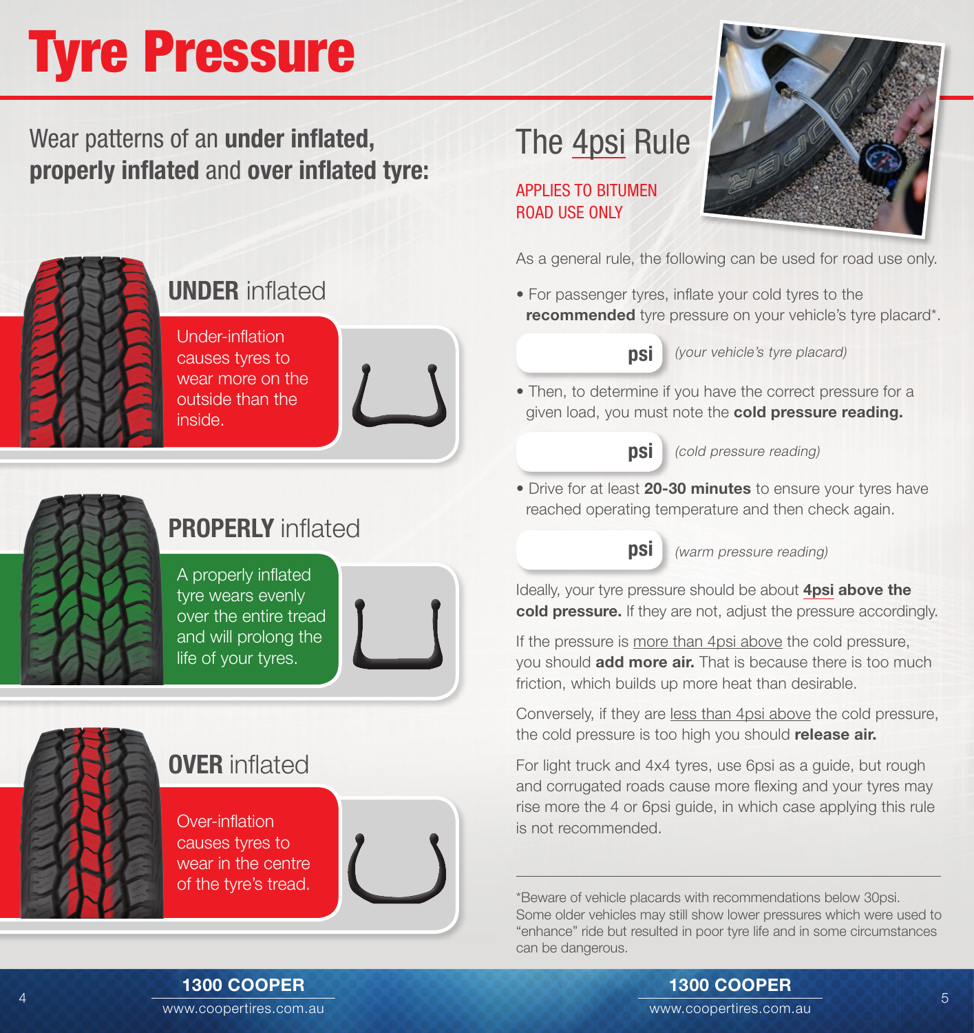# Tyre Pressure

## Wear patterns of an **under inflated, properly inflated** and **over inflated tyre:**

### **UNDER** inflated

Under-inflation causes tyres to wear more on the outside than the inside.

### **PROPERLY** inflated

A properly inflated tyre wears evenly over the entire tread and will prolong the life of your tyres.

### **OVER** inflated

Over-inflation causes tyres to wear in the centre of the tyre's tread.

## The 4psi Rule

APPLIES TO BITUMEN ROAD USE ONLY

As a general rule, the following can be used for road use only.

- For passenger tyres, inflate your cold tyres to the **recommended** tyre pressure on your vehicle's tyre placard*.

**psi** *(your vehicle's tyre placard)*

- Then, to determine if you have the correct pressure for a given load, you must note the **cold pressure reading.**

**psi** *(cold pressure reading)*

- Drive for at least **20-30 minutes** to ensure your tyres have reached operating temperature and then check again.

**psi** *(warm pressure reading)*

Ideally, your tyre pressure should be about **4psi above the cold pressure.** If they are not, adjust the pressure accordingly.

If the pressure is more than 4psi above the cold pressure, you should **add more air.** That is because there is too much friction, which builds up more heat than desirable.

Conversely, if they are less than 4psi above the cold pressure, the cold pressure is too high you should **release air.**

For light truck and 4x4 tyres, use 6psi as a guide, but rough and corrugated roads cause more flexing and your tyres may rise more the 4 or 6psi guide, in which case applying this rule is not recommended.

---

*Beware of vehicle placards with recommendations below 30psi. Some older vehicles may still show lower pressures which were used to "enhance" ride but resulted in poor tyre life and in some circumstances can be dangerous.

**1300 COOPER**
www.coopertires.com.au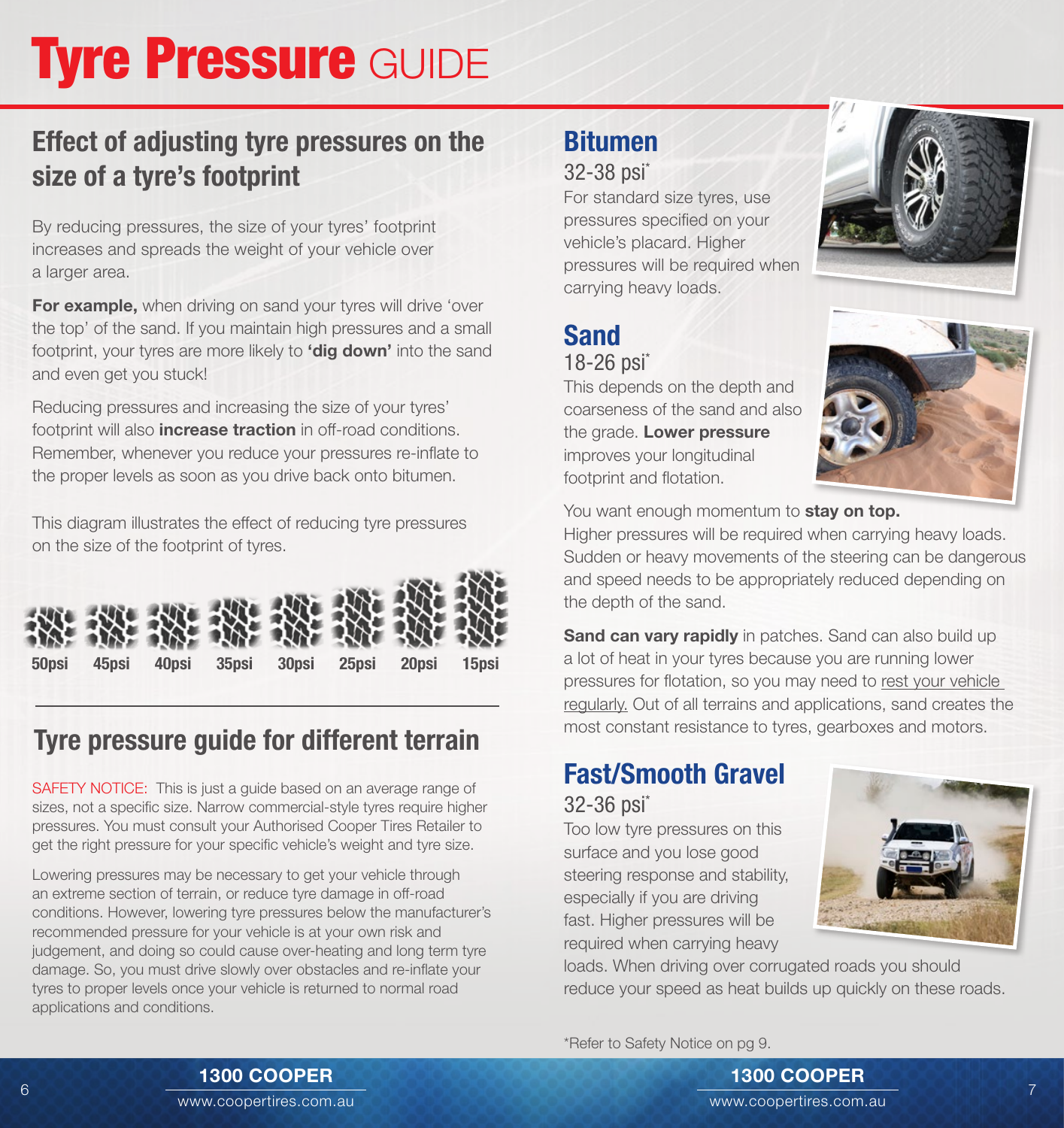# Tyre Pressure GUIDE

## Effect of adjusting tyre pressures on the size of a tyre's footprint

By reducing pressures, the size of your tyres' footprint increases and spreads the weight of your vehicle over a larger area.

**For example,** when driving on sand your tyres will drive 'over the top' of the sand. If you maintain high pressures and a small footprint, your tyres are more likely to **'dig down'** into the sand and even get you stuck!

Reducing pressures and increasing the size of your tyres' footprint will also **increase traction** in off-road conditions. Remember, whenever you reduce your pressures re-inflate to the proper levels as soon as you drive back onto bitumen.

This diagram illustrates the effect of reducing tyre pressures on the size of the footprint of tyres.

**50psi 45psi 40psi 35psi 30psi 25psi 20psi 15psi**

## Tyre pressure guide for different terrain

SAFETY NOTICE: This is just a guide based on an average range of sizes, not a specific size. Narrow commercial-style tyres require higher pressures. You must consult your Authorised Cooper Tires Retailer to get the right pressure for your specific vehicle's weight and tyre size.

Lowering pressures may be necessary to get your vehicle through an extreme section of terrain, or reduce tyre damage in off-road conditions. However, lowering tyre pressures below the manufacturer's recommended pressure for your vehicle is at your own risk and judgement, and doing so could cause over-heating and long term tyre damage. So, you must drive slowly over obstacles and re-inflate your tyres to proper levels once your vehicle is returned to normal road applications and conditions.

### Bitumen

32-38 psi*

For standard size tyres, use pressures specified on your vehicle's placard. Higher pressures will be required when carrying heavy loads.

### Sand

18-26 psi*

This depends on the depth and coarseness of the sand and also the grade. **Lower pressure** improves your longitudinal footprint and flotation.

You want enough momentum to **stay on top.** Higher pressures will be required when carrying heavy loads. Sudden or heavy movements of the steering can be dangerous and speed needs to be appropriately reduced depending on the depth of the sand.

**Sand can vary rapidly** in patches. Sand can also build up a lot of heat in your tyres because you are running lower pressures for flotation, so you may need to rest your vehicle regularly. Out of all terrains and applications, sand creates the most constant resistance to tyres, gearboxes and motors.

### Fast/Smooth Gravel

32-36 psi*

Too low tyre pressures on this surface and you lose good steering response and stability, especially if you are driving fast. Higher pressures will be required when carrying heavy loads. When driving over corrugated roads you should reduce your speed as heat builds up quickly on these roads.

*Refer to Safety Notice on pg 9.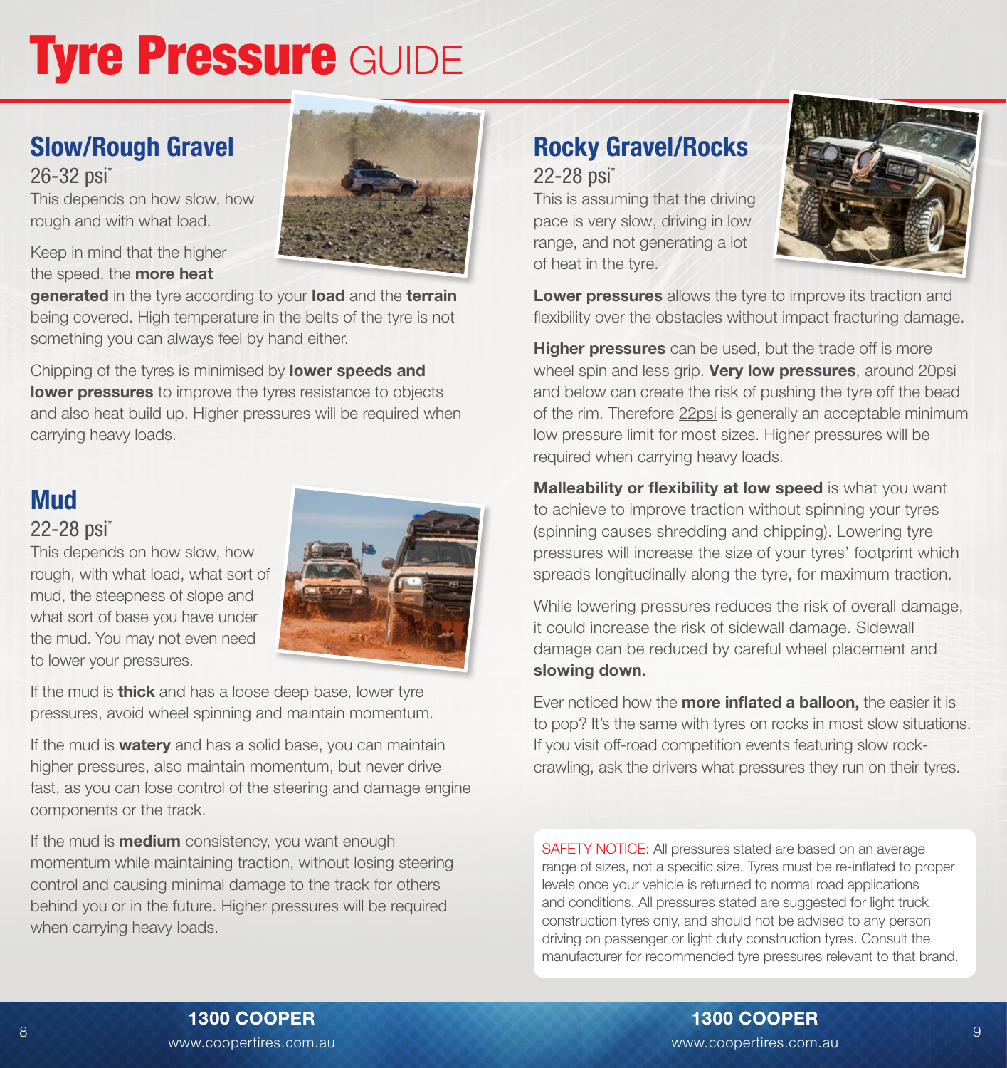# Tyre Pressure GUIDE

## Slow/Rough Gravel

26-32 psi*

This depends on how slow, how rough and with what load.

Keep in mind that the higher the speed, the **more heat generated** in the tyre according to your **load** and the **terrain** being covered. High temperature in the belts of the tyre is not something you can always feel by hand either.

Chipping of the tyres is minimised by **lower speeds and lower pressures** to improve the tyres resistance to objects and also heat build up. Higher pressures will be required when carrying heavy loads.

## Mud

22-28 psi*

This depends on how slow, how rough, with what load, what sort of mud, the steepness of slope and what sort of base you have under the mud. You may not even need to lower your pressures.

If the mud is **thick** and has a loose deep base, lower tyre pressures, avoid wheel spinning and maintain momentum.

If the mud is **watery** and has a solid base, you can maintain higher pressures, also maintain momentum, but never drive fast, as you can lose control of the steering and damage engine components or the track.

If the mud is **medium** consistency, you want enough momentum while maintaining traction, without losing steering control and causing minimal damage to the track for others behind you or in the future. Higher pressures will be required when carrying heavy loads.

## Rocky Gravel/Rocks

22-28 psi*

This is assuming that the driving pace is very slow, driving in low range, and not generating a lot of heat in the tyre.

**Lower pressures** allows the tyre to improve its traction and flexibility over the obstacles without impact fracturing damage.

**Higher pressures** can be used, but the trade off is more wheel spin and less grip. **Very low pressures**, around 20psi and below can create the risk of pushing the tyre off the bead of the rim. Therefore 22psi is generally an acceptable minimum low pressure limit for most sizes. Higher pressures will be required when carrying heavy loads.

**Malleability or flexibility at low speed** is what you want to achieve to improve traction without spinning your tyres (spinning causes shredding and chipping). Lowering tyre pressures will increase the size of your tyres' footprint which spreads longitudinally along the tyre, for maximum traction.

While lowering pressures reduces the risk of overall damage, it could increase the risk of sidewall damage. Sidewall damage can be reduced by careful wheel placement and **slowing down.**

Ever noticed how the **more inflated a balloon,** the easier it is to pop? It's the same with tyres on rocks in most slow situations. If you visit off-road competition events featuring slow rock-crawling, ask the drivers what pressures they run on their tyres.

SAFETY NOTICE: All pressures stated are based on an average range of sizes, not a specific size. Tyres must be re-inflated to proper levels once your vehicle is returned to normal road applications and conditions. All pressures are suggested for light truck construction tyres only, and should not be advised to any person driving on passenger or light duty construction tyres. Consult the manufacturer for recommended tyre pressures relevant to that brand.

**1300 COOPER**
www.coopertires.com.au